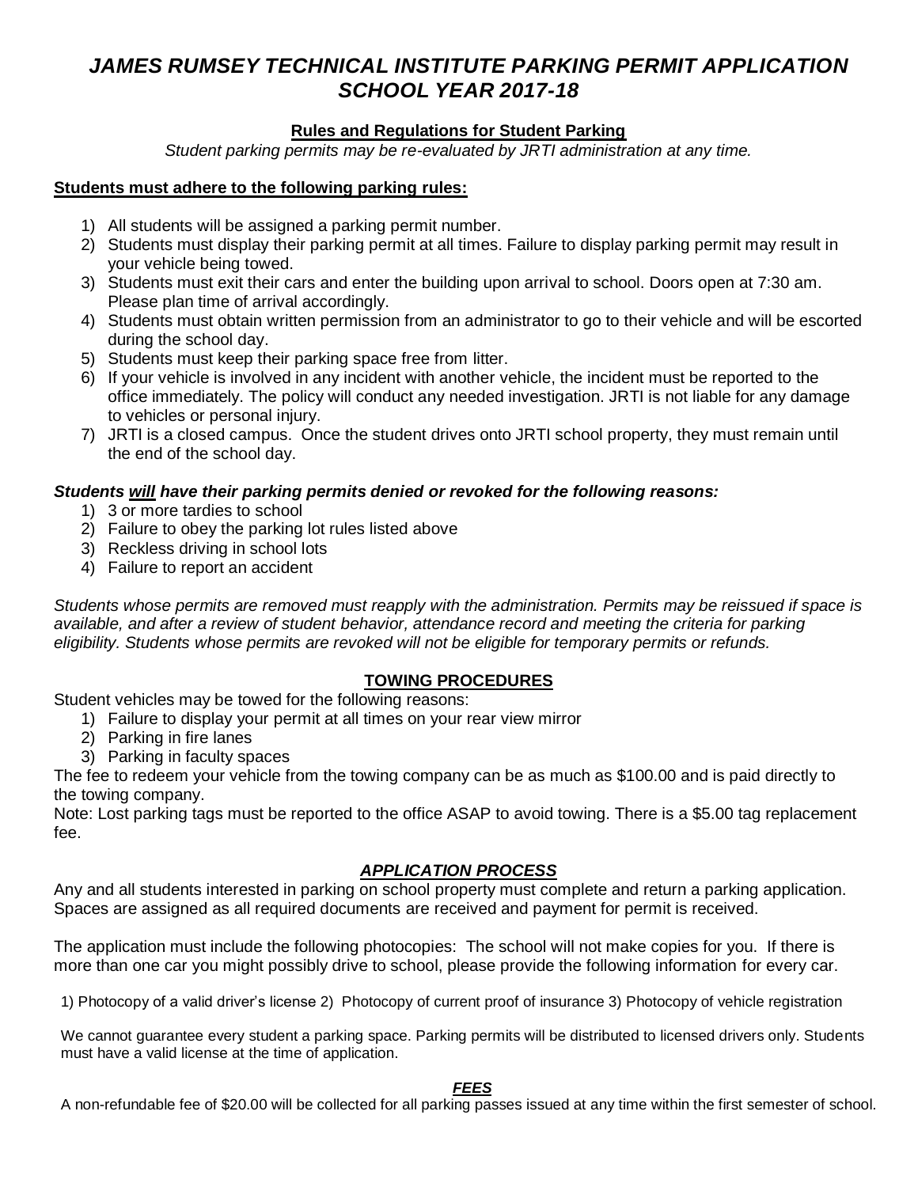# *JAMES RUMSEY TECHNICAL INSTITUTE PARKING PERMIT APPLICATION SCHOOL YEAR 2017-18*

## Rules and Regulations for Student Parking

*Student parking permits may be re-evaluated by JRTI administration at any time.*

**Students must adhere to the following parking rules:**

1) All students will be assigned a parking permit number.
2) Students must display their parking permit at all times. Failure to display parking permit may result in your vehicle being towed.
3) Students must exit their cars and enter the building upon arrival to school. Doors open at 7:30 am. Please plan time of arrival accordingly.
4) Students must obtain written permission from an administrator to go to their vehicle and will be escorted during the school day.
5) Students must keep their parking space free from litter.
6) If your vehicle is involved in any incident with another vehicle, the incident must be reported to the office immediately. The policy will conduct any needed investigation. JRTI is not liable for any damage to vehicles or personal injury.
7) JRTI is a closed campus. Once the student drives onto JRTI school property, they must remain until the end of the school day.

***Students will have their parking permits denied or revoked for the following reasons:***

1) 3 or more tardies to school
2) Failure to obey the parking lot rules listed above
3) Reckless driving in school lots
4) Failure to report an accident

*Students whose permits are removed must reapply with the administration. Permits may be reissued if space is available, and after a review of student behavior, attendance record and meeting the criteria for parking eligibility. Students whose permits are revoked will not be eligible for temporary permits or refunds.*

## TOWING PROCEDURES

Student vehicles may be towed for the following reasons:

1) Failure to display your permit at all times on your rear view mirror
2) Parking in fire lanes
3) Parking in faculty spaces

The fee to redeem your vehicle from the towing company can be as much as $100.00 and is paid directly to the towing company.

Note: Lost parking tags must be reported to the office ASAP to avoid towing. There is a $5.00 tag replacement fee.

## *APPLICATION PROCESS*

Any and all students interested in parking on school property must complete and return a parking application. Spaces are assigned as all required documents are received and payment for permit is received.

The application must include the following photocopies: The school will not make copies for you. If there is more than one car you might possibly drive to school, please provide the following information for every car.

1) Photocopy of a valid driver's license 2) Photocopy of current proof of insurance 3) Photocopy of vehicle registration

We cannot guarantee every student a parking space. Parking permits will be distributed to licensed drivers only. Students must have a valid license at the time of application.

## *FEES*

A non-refundable fee of $20.00 will be collected for all parking passes issued at any time within the first semester of school.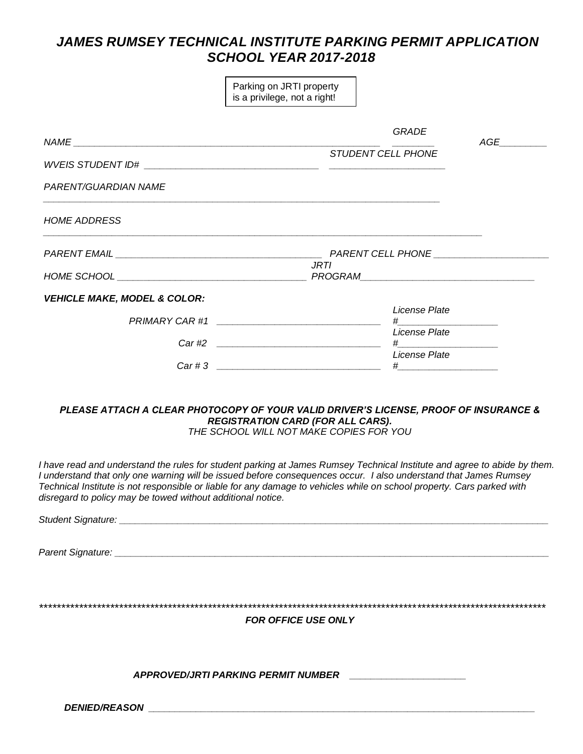# *JAMES RUMSEY TECHNICAL INSTITUTE PARKING PERMIT APPLICATION SCHOOL YEAR 2017-2018*

Parking on JRTI property is a privilege, not a right!

*NAME* ________________________________________________ *GRADE* ________ *AGE*________

*WVEIS STUDENT ID#* ______________________________ *STUDENT CELL PHONE* ____________________

*PARENT/GUARDIAN NAME* ______________________________________________________________

*HOME ADDRESS* ______________________________________________________________________

*PARENT EMAIL* ____________________________________ *PARENT CELL PHONE* ____________________

*HOME SCHOOL* ________________________________ *JRTI PROGRAM*______________________________

***VEHICLE MAKE, MODEL & COLOR:***

*PRIMARY CAR #1* ______________________________ *License Plate #*__________________

*Car #2* ______________________________ *License Plate #*__________________

*Car # 3* ______________________________ *License Plate #*__________________

***PLEASE ATTACH A CLEAR PHOTOCOPY OF YOUR VALID DRIVER'S LICENSE, PROOF OF INSURANCE & REGISTRATION CARD (FOR ALL CARS).***
*THE SCHOOL WILL NOT MAKE COPIES FOR YOU*

*I have read and understand the rules for student parking at James Rumsey Technical Institute and agree to abide by them. I understand that only one warning will be issued before consequences occur. I also understand that James Rumsey Technical Institute is not responsible or liable for any damage to vehicles while on school property. Cars parked with disregard to policy may be towed without additional notice.*

*Student Signature:* ________________________________________________________________

*Parent Signature:* ________________________________________________________________

**************************************************************************************************************

***FOR OFFICE USE ONLY***

***APPROVED/JRTI PARKING PERMIT NUMBER*** ____________________

***DENIED/REASON*** ____________________________________________________________